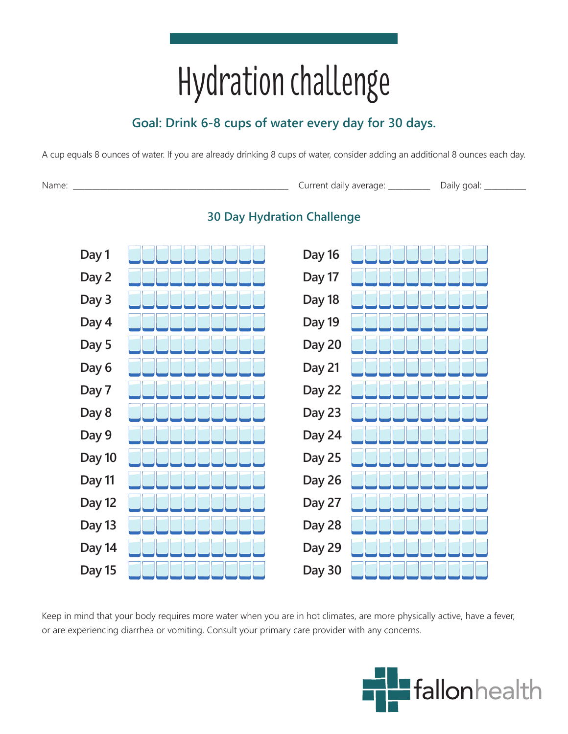# Hydration challenge

## Goal: Drink 6-8 cups of water every day for 30 days.

A cup equals 8 ounces of water. If you are already drinking 8 cups of water, consider adding an additional 8 ounces each day.

Name: ____________________________________________ Current daily average: __________ Daily goal: __________

### 30 Day Hydration Challenge

| Day | Cups | Day | Cups |
|---|---|---|---|
| Day 1 | ☐☐☐☐☐☐☐☐☐☐ | Day 16 | ☐☐☐☐☐☐☐☐☐☐ |
| Day 2 | ☐☐☐☐☐☐☐☐☐☐ | Day 17 | ☐☐☐☐☐☐☐☐☐☐ |
| Day 3 | ☐☐☐☐☐☐☐☐☐☐ | Day 18 | ☐☐☐☐☐☐☐☐☐☐ |
| Day 4 | ☐☐☐☐☐☐☐☐☐☐ | Day 19 | ☐☐☐☐☐☐☐☐☐☐ |
| Day 5 | ☐☐☐☐☐☐☐☐☐☐ | Day 20 | ☐☐☐☐☐☐☐☐☐☐ |
| Day 6 | ☐☐☐☐☐☐☐☐☐☐ | Day 21 | ☐☐☐☐☐☐☐☐☐☐ |
| Day 7 | ☐☐☐☐☐☐☐☐☐☐ | Day 22 | ☐☐☐☐☐☐☐☐☐☐ |
| Day 8 | ☐☐☐☐☐☐☐☐☐☐ | Day 23 | ☐☐☐☐☐☐☐☐☐☐ |
| Day 9 | ☐☐☐☐☐☐☐☐☐☐ | Day 24 | ☐☐☐☐☐☐☐☐☐☐ |
| Day 10 | ☐☐☐☐☐☐☐☐☐☐ | Day 25 | ☐☐☐☐☐☐☐☐☐☐ |
| Day 11 | ☐☐☐☐☐☐☐☐☐☐ | Day 26 | ☐☐☐☐☐☐☐☐☐☐ |
| Day 12 | ☐☐☐☐☐☐☐☐☐☐ | Day 27 | ☐☐☐☐☐☐☐☐☐☐ |
| Day 13 | ☐☐☐☐☐☐☐☐☐☐ | Day 28 | ☐☐☐☐☐☐☐☐☐☐ |
| Day 14 | ☐☐☐☐☐☐☐☐☐☐ | Day 29 | ☐☐☐☐☐☐☐☐☐☐ |
| Day 15 | ☐☐☐☐☐☐☐☐☐☐ | Day 30 | ☐☐☐☐☐☐☐☐☐☐ |

Keep in mind that your body requires more water when you are in hot climates, are more physically active, have a fever, or are experiencing diarrhea or vomiting. Consult your primary care provider with any concerns.

fallonhealth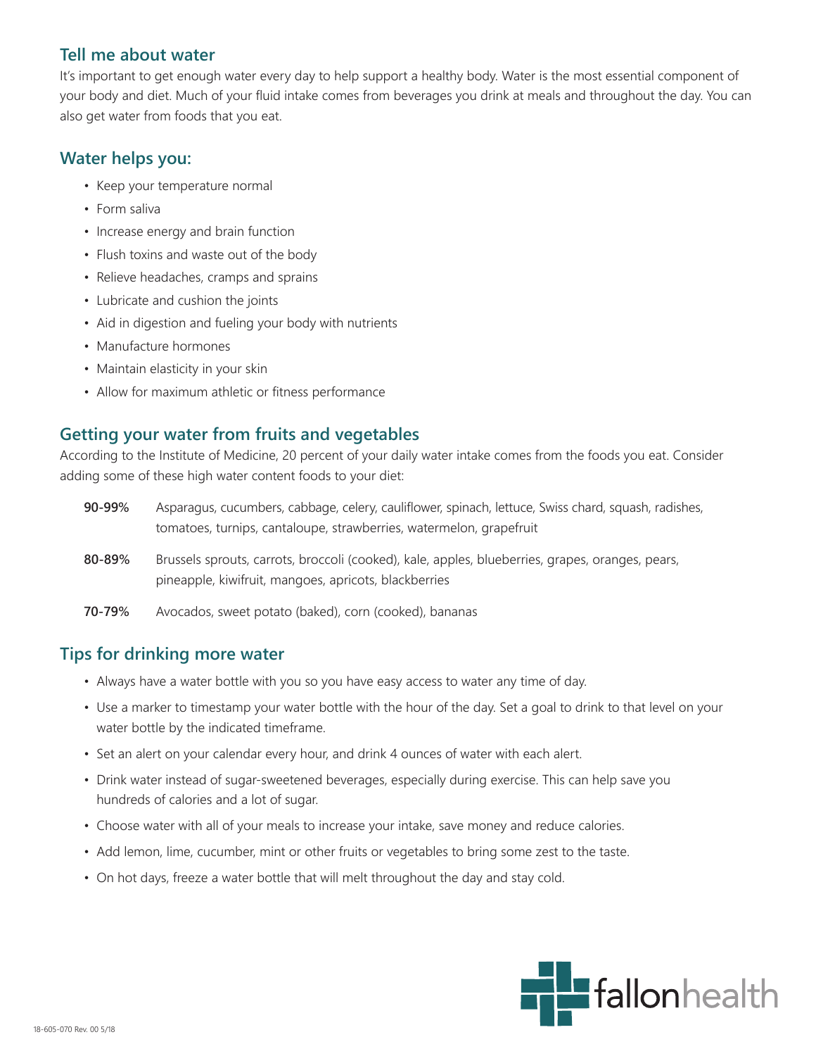## Tell me about water

It's important to get enough water every day to help support a healthy body. Water is the most essential component of your body and diet. Much of your fluid intake comes from beverages you drink at meals and throughout the day. You can also get water from foods that you eat.

## Water helps you:

- Keep your temperature normal
- Form saliva
- Increase energy and brain function
- Flush toxins and waste out of the body
- Relieve headaches, cramps and sprains
- Lubricate and cushion the joints
- Aid in digestion and fueling your body with nutrients
- Manufacture hormones
- Maintain elasticity in your skin
- Allow for maximum athletic or fitness performance

## Getting your water from fruits and vegetables

According to the Institute of Medicine, 20 percent of your daily water intake comes from the foods you eat. Consider adding some of these high water content foods to your diet:

| | |
|---|---|
| **90-99%** | Asparagus, cucumbers, cabbage, celery, cauliflower, spinach, lettuce, Swiss chard, squash, radishes, tomatoes, turnips, cantaloupe, strawberries, watermelon, grapefruit |
| **80-89%** | Brussels sprouts, carrots, broccoli (cooked), kale, apples, blueberries, grapes, oranges, pears, pineapple, kiwifruit, mangoes, apricots, blackberries |
| **70-79%** | Avocados, sweet potato (baked), corn (cooked), bananas |

## Tips for drinking more water

- Always have a water bottle with you so you have easy access to water any time of day.
- Use a marker to timestamp your water bottle with the hour of the day. Set a goal to drink to that level on your water bottle by the indicated timeframe.
- Set an alert on your calendar every hour, and drink 4 ounces of water with each alert.
- Drink water instead of sugar-sweetened beverages, especially during exercise. This can help save you hundreds of calories and a lot of sugar.
- Choose water with all of your meals to increase your intake, save money and reduce calories.
- Add lemon, lime, cucumber, mint or other fruits or vegetables to bring some zest to the taste.
- On hot days, freeze a water bottle that will melt throughout the day and stay cold.

fallonhealth

18-605-070 Rev. 00 5/18